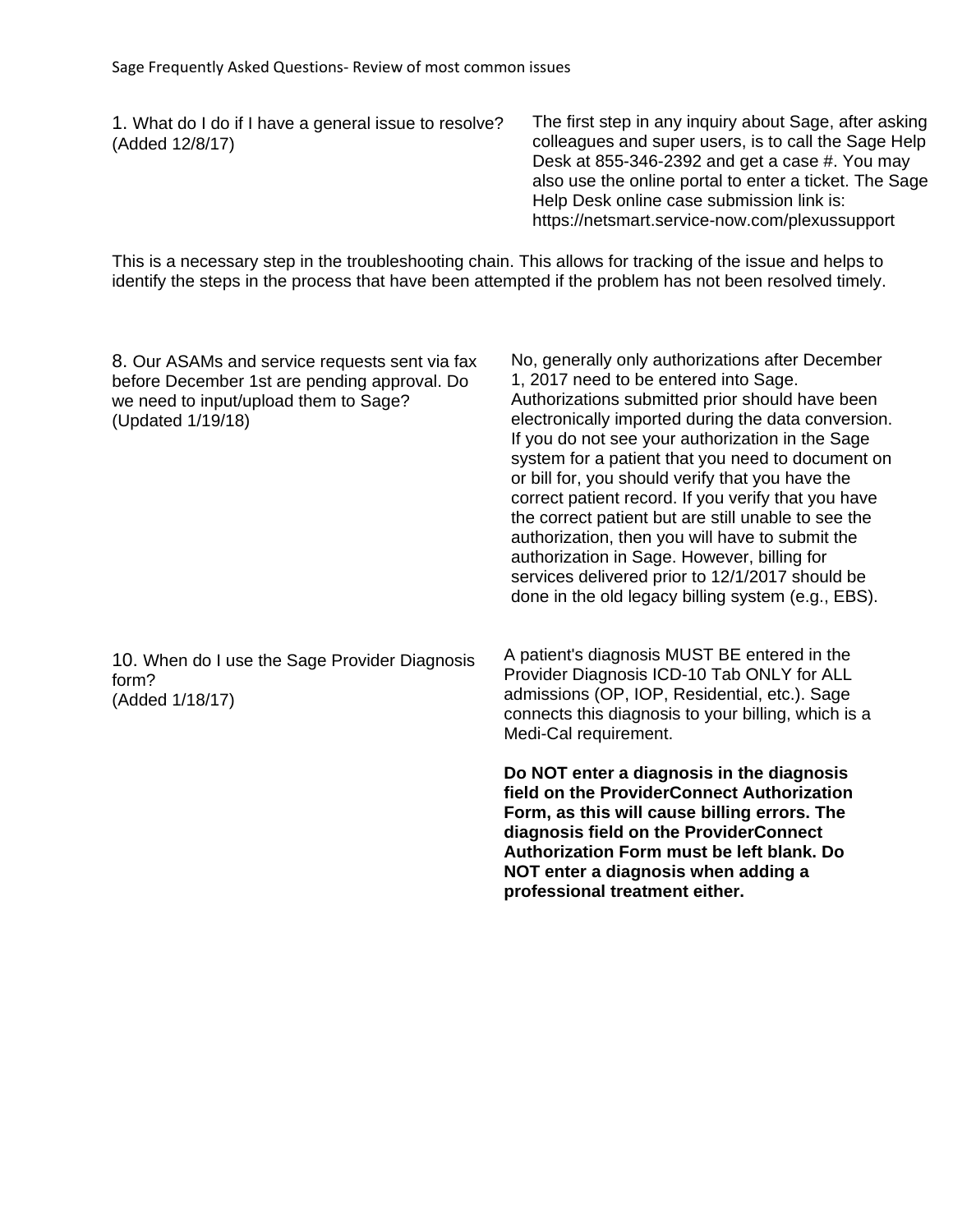# Sage Frequently Asked Questions- Review of most common issues

| Question | Answer |
| --- | --- |
| 1. What do I do if I have a general issue to resolve? (Added 12/8/17) | The first step in any inquiry about Sage, after asking colleagues and super users, is to call the Sage Help Desk at 855-346-2392 and get a case #. You may also use the online portal to enter a ticket. The Sage Help Desk online case submission link is: https://netsmart.service-now.com/plexussupport |

This is a necessary step in the troubleshooting chain. This allows for tracking of the issue and helps to identify the steps in the process that have been attempted if the problem has not been resolved timely.

| Question | Answer |
| --- | --- |
| 8. Our ASAMs and service requests sent via fax before December 1st are pending approval. Do we need to input/upload them to Sage? (Updated 1/19/18) | No, generally only authorizations after December 1, 2017 need to be entered into Sage. Authorizations submitted prior should have been electronically imported during the data conversion. If you do not see your authorization in the Sage system for a patient that you need to document on or bill for, you should verify that you have the correct patient record. If you verify that you have the correct patient but are still unable to see the authorization, then you will have to submit the authorization in Sage. However, billing for services delivered prior to 12/1/2017 should be done in the old legacy billing system (e.g., EBS). |
| 10. When do I use the Sage Provider Diagnosis form? (Added 1/18/17) | A patient's diagnosis MUST BE entered in the Provider Diagnosis ICD-10 Tab ONLY for ALL admissions (OP, IOP, Residential, etc.). Sage connects this diagnosis to your billing, which is a Medi-Cal requirement.<br><br>**Do NOT enter a diagnosis in the diagnosis field on the ProviderConnect Authorization Form, as this will cause billing errors. The diagnosis field on the ProviderConnect Authorization Form must be left blank. Do NOT enter a diagnosis when adding a professional treatment either.** |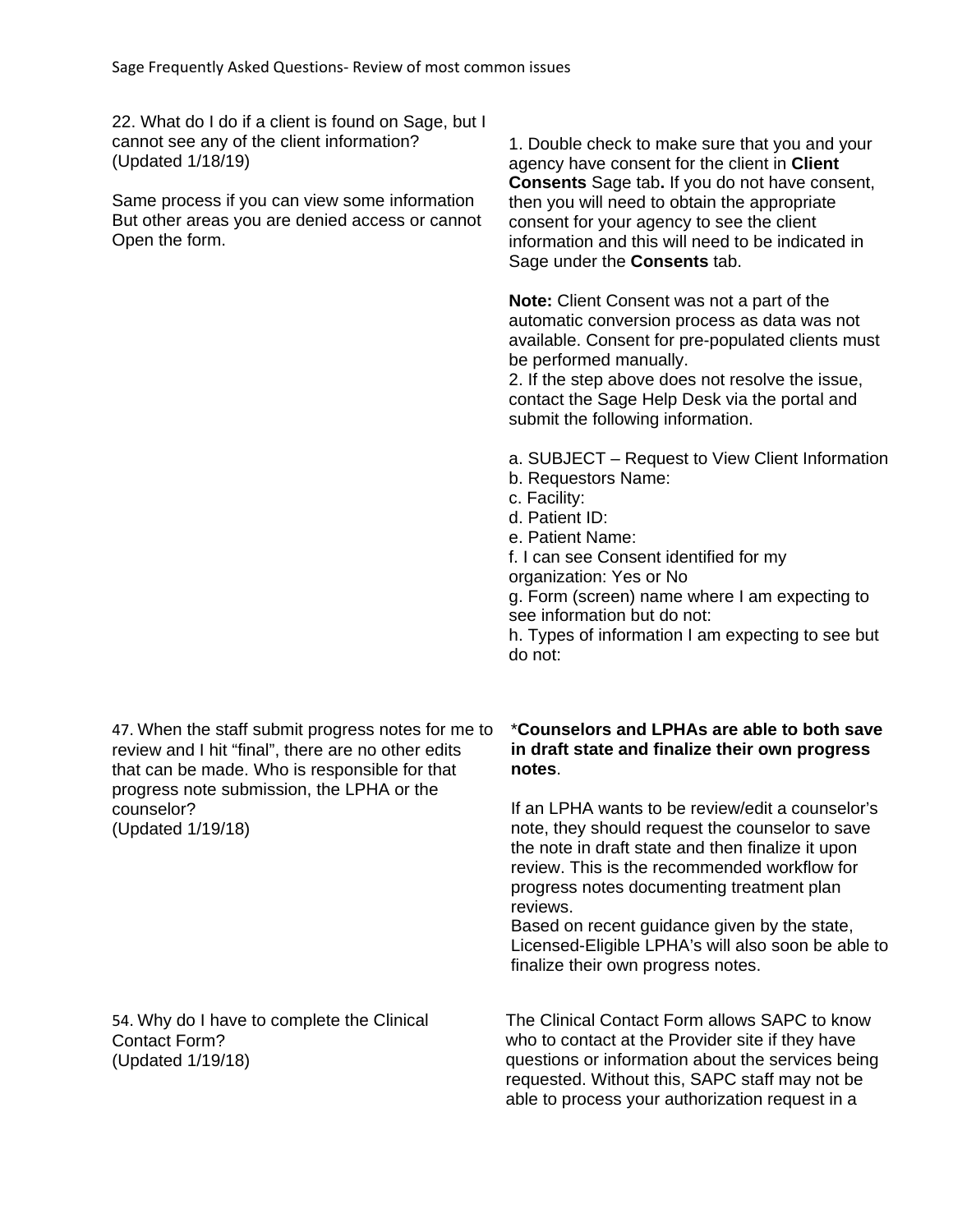22. What do I do if a client is found on Sage, but I cannot see any of the client information? (Updated 1/18/19)

Same process if you can view some information But other areas you are denied access or cannot Open the form.

1. Double check to make sure that you and your agency have consent for the client in **Client Consents** Sage tab**.** If you do not have consent, then you will need to obtain the appropriate consent for your agency to see the client information and this will need to be indicated in Sage under the **Consents** tab.

**Note:** Client Consent was not a part of the automatic conversion process as data was not available. Consent for pre-populated clients must be performed manually.

2. If the step above does not resolve the issue, contact the Sage Help Desk via the portal and submit the following information.

a. SUBJECT – Request to View Client Information
b. Requestors Name:
c. Facility:
d. Patient ID:
e. Patient Name:
f. I can see Consent identified for my organization: Yes or No
g. Form (screen) name where I am expecting to see information but do not:
h. Types of information I am expecting to see but do not:

47. When the staff submit progress notes for me to review and I hit "final", there are no other edits that can be made. Who is responsible for that progress note submission, the LPHA or the counselor? (Updated 1/19/18)

***Counselors and LPHAs are able to both save in draft state and finalize their own progress notes**.

If an LPHA wants to be review/edit a counselor's note, they should request the counselor to save the note in draft state and then finalize it upon review. This is the recommended workflow for progress notes documenting treatment plan reviews.
Based on recent guidance given by the state, Licensed-Eligible LPHA's will also soon be able to finalize their own progress notes.

54. Why do I have to complete the Clinical Contact Form? (Updated 1/19/18)

The Clinical Contact Form allows SAPC to know who to contact at the Provider site if they have questions or information about the services being requested. Without this, SAPC staff may not be able to process your authorization request in a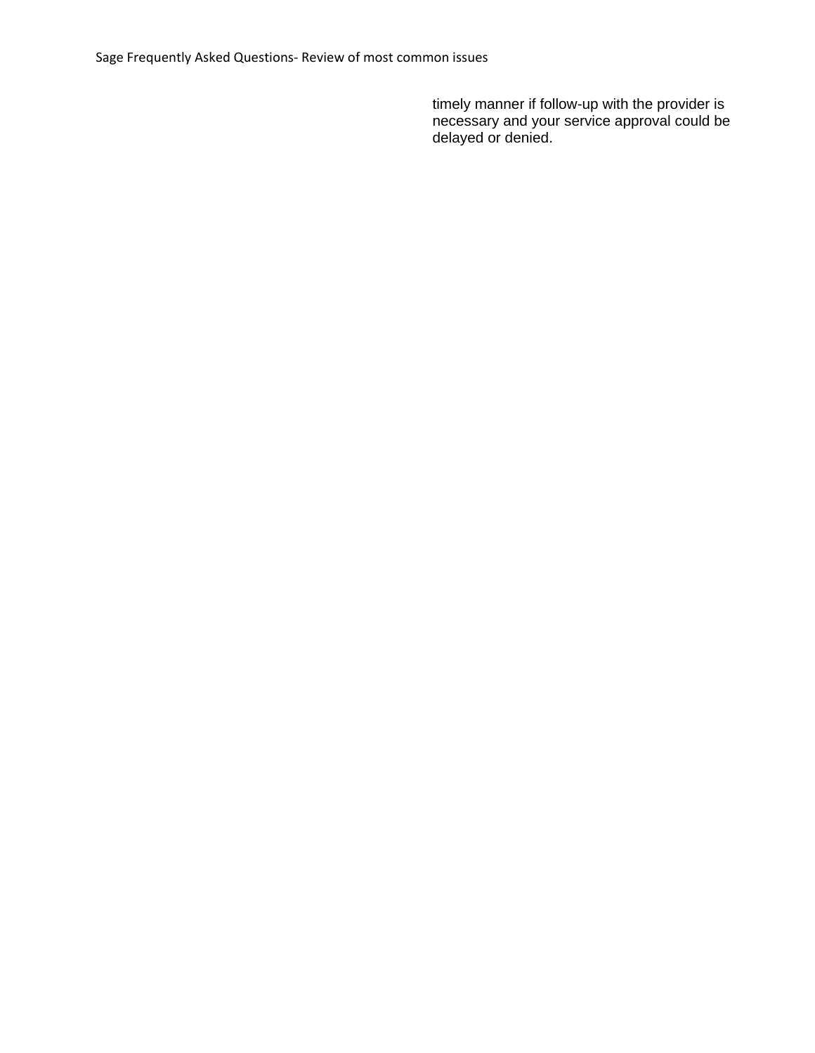timely manner if follow-up with the provider is necessary and your service approval could be delayed or denied.